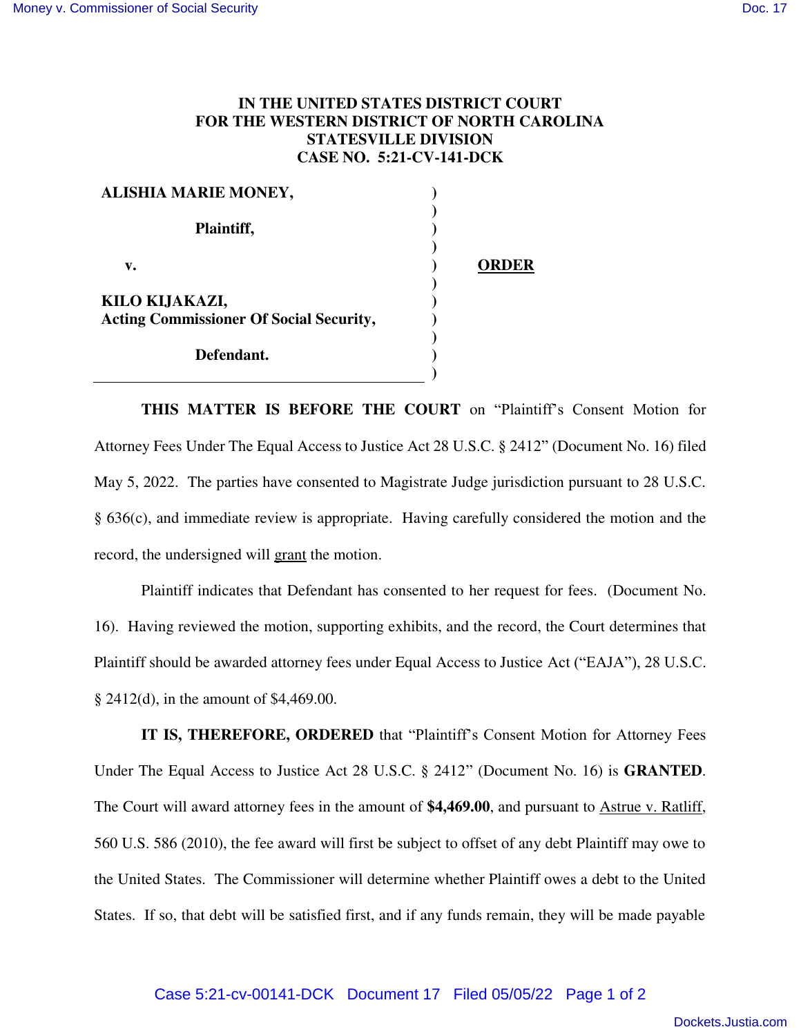**IN THE UNITED STATES DISTRICT COURT**
**FOR THE WESTERN DISTRICT OF NORTH CAROLINA**
**STATESVILLE DIVISION**
**CASE NO. 5:21-CV-141-DCK**

**ALISHIA MARIE MONEY,**

**Plaintiff,**

**v.**

**KILO KIJAKAZI,**
**Acting Commissioner Of Social Security,**

**Defendant.**

**ORDER**

**THIS MATTER IS BEFORE THE COURT** on "Plaintiff's Consent Motion for Attorney Fees Under The Equal Access to Justice Act 28 U.S.C. § 2412" (Document No. 16) filed May 5, 2022. The parties have consented to Magistrate Judge jurisdiction pursuant to 28 U.S.C. § 636(c), and immediate review is appropriate. Having carefully considered the motion and the record, the undersigned will grant the motion.

Plaintiff indicates that Defendant has consented to her request for fees. (Document No. 16). Having reviewed the motion, supporting exhibits, and the record, the Court determines that Plaintiff should be awarded attorney fees under Equal Access to Justice Act ("EAJA"), 28 U.S.C. § 2412(d), in the amount of $4,469.00.

**IT IS, THEREFORE, ORDERED** that "Plaintiff's Consent Motion for Attorney Fees Under The Equal Access to Justice Act 28 U.S.C. § 2412" (Document No. 16) is **GRANTED**. The Court will award attorney fees in the amount of **$4,469.00**, and pursuant to Astrue v. Ratliff, 560 U.S. 586 (2010), the fee award will first be subject to offset of any debt Plaintiff may owe to the United States. The Commissioner will determine whether Plaintiff owes a debt to the United States. If so, that debt will be satisfied first, and if any funds remain, they will be made payable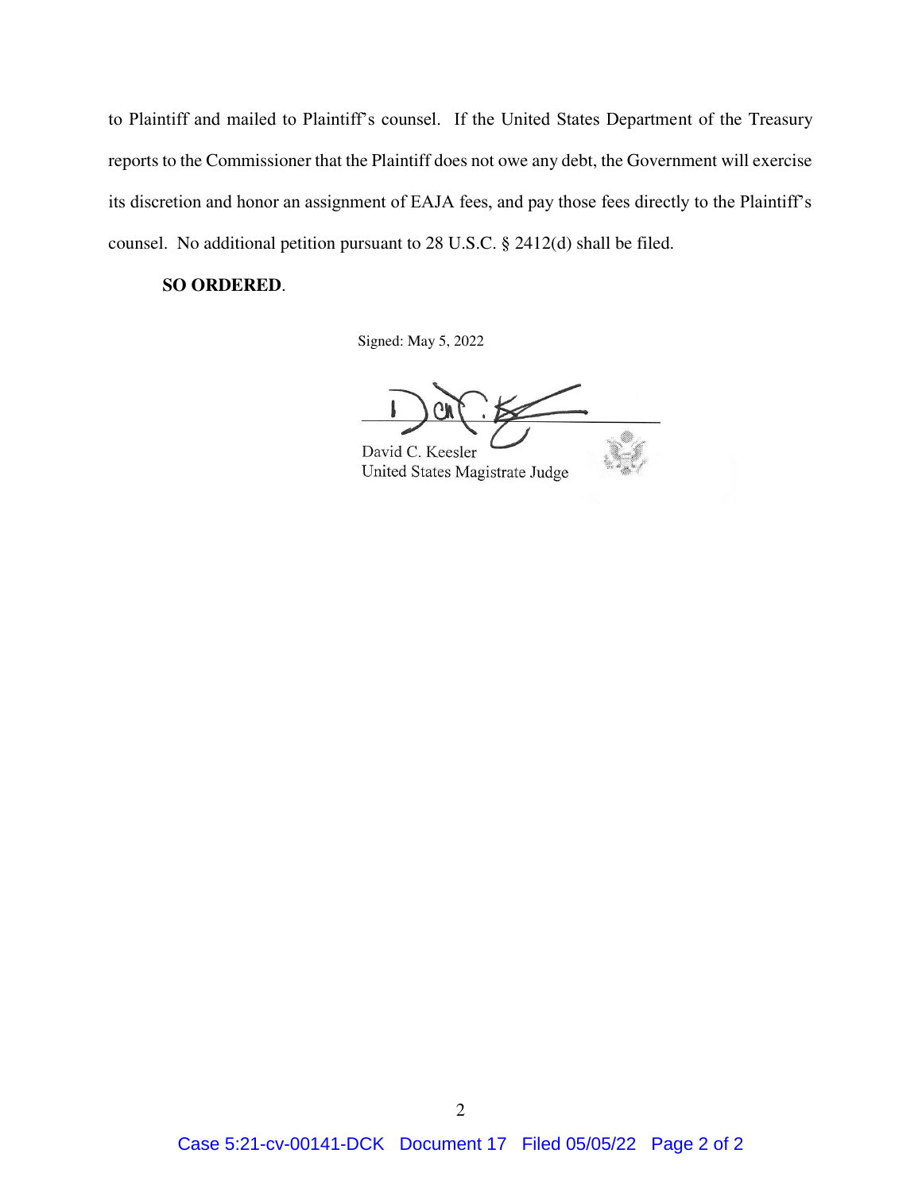to Plaintiff and mailed to Plaintiff's counsel. If the United States Department of the Treasury reports to the Commissioner that the Plaintiff does not owe any debt, the Government will exercise its discretion and honor an assignment of EAJA fees, and pay those fees directly to the Plaintiff's counsel. No additional petition pursuant to 28 U.S.C. § 2412(d) shall be filed.

**SO ORDERED**.

Signed: May 5, 2022

David C. Keesler
United States Magistrate Judge